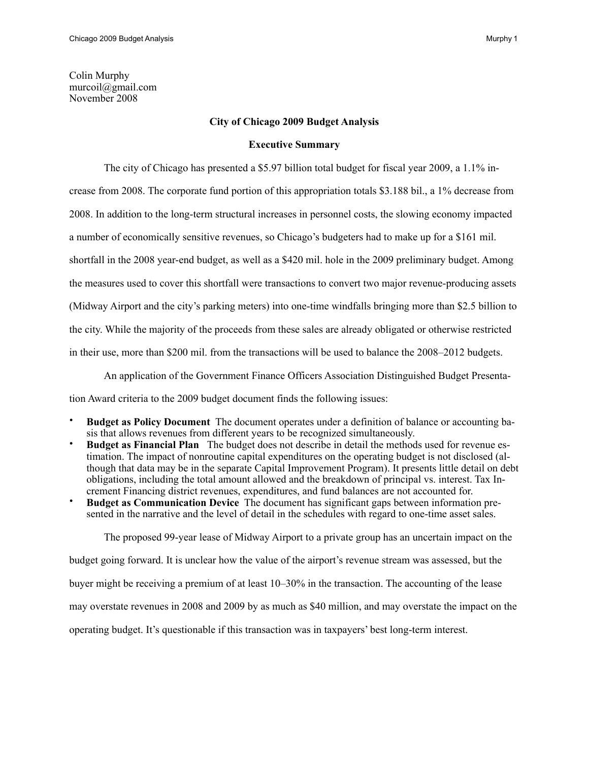Colin Murphy
murcoil@gmail.com
November 2008

## City of Chicago 2009 Budget Analysis

### Executive Summary

The city of Chicago has presented a $5.97 billion total budget for fiscal year 2009, a 1.1% increase from 2008. The corporate fund portion of this appropriation totals $3.188 bil., a 1% decrease from 2008. In addition to the long-term structural increases in personnel costs, the slowing economy impacted a number of economically sensitive revenues, so Chicago's budgeters had to make up for a $161 mil. shortfall in the 2008 year-end budget, as well as a $420 mil. hole in the 2009 preliminary budget. Among the measures used to cover this shortfall were transactions to convert two major revenue-producing assets (Midway Airport and the city's parking meters) into one-time windfalls bringing more than $2.5 billion to the city. While the majority of the proceeds from these sales are already obligated or otherwise restricted in their use, more than $200 mil. from the transactions will be used to balance the 2008–2012 budgets.

An application of the Government Finance Officers Association Distinguished Budget Presentation Award criteria to the 2009 budget document finds the following issues:

- **Budget as Policy Document** The document operates under a definition of balance or accounting basis that allows revenues from different years to be recognized simultaneously.
- **Budget as Financial Plan** The budget does not describe in detail the methods used for revenue estimation. The impact of nonroutine capital expenditures on the operating budget is not disclosed (although that data may be in the separate Capital Improvement Program). It presents little detail on debt obligations, including the total amount allowed and the breakdown of principal vs. interest. Tax Increment Financing district revenues, expenditures, and fund balances are not accounted for.
- **Budget as Communication Device** The document has significant gaps between information presented in the narrative and the level of detail in the schedules with regard to one-time asset sales.

The proposed 99-year lease of Midway Airport to a private group has an uncertain impact on the budget going forward. It is unclear how the value of the airport's revenue stream was assessed, but the buyer might be receiving a premium of at least 10–30% in the transaction. The accounting of the lease may overstate revenues in 2008 and 2009 by as much as $40 million, and may overstate the impact on the operating budget. It's questionable if this transaction was in taxpayers' best long-term interest.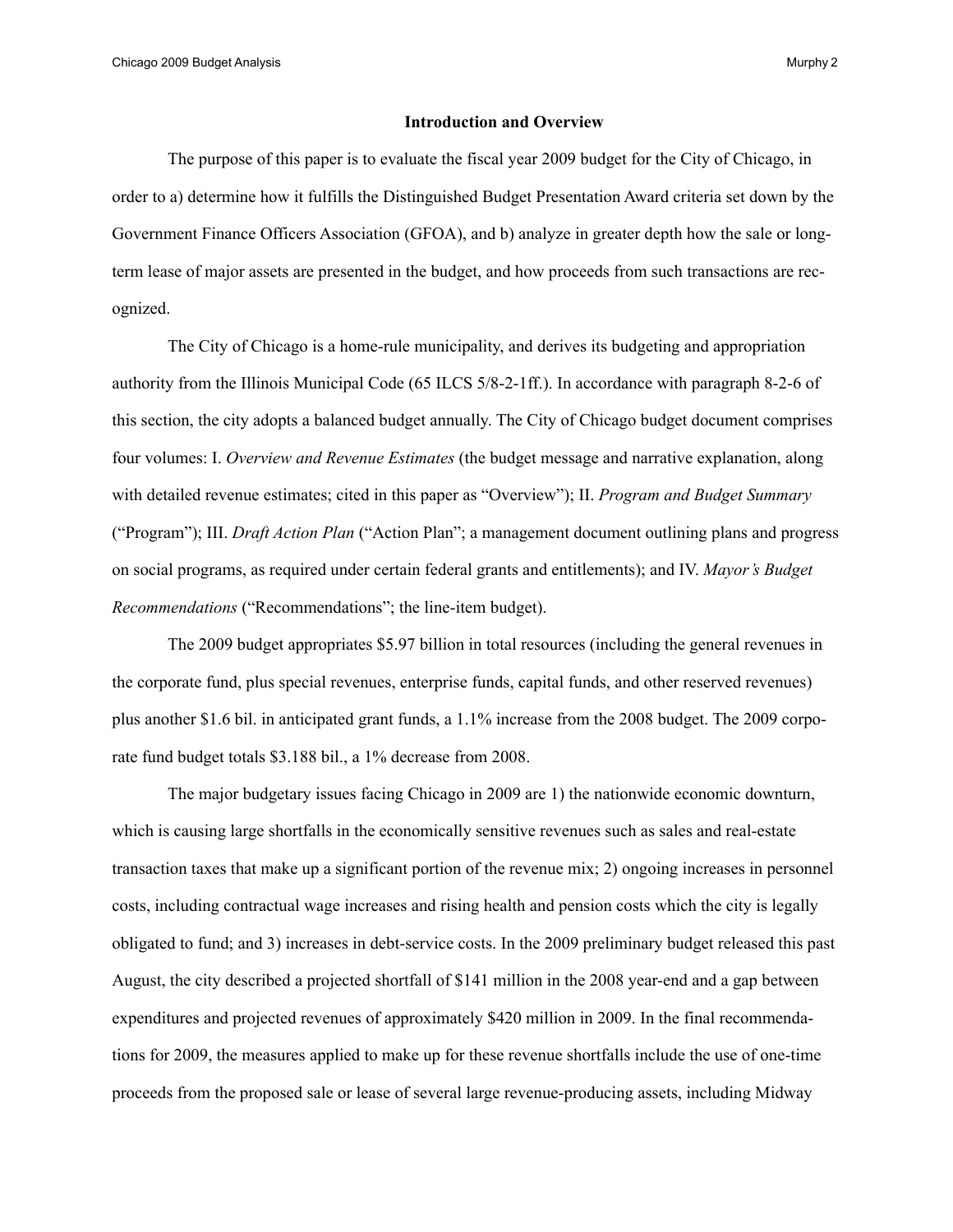## Introduction and Overview

The purpose of this paper is to evaluate the fiscal year 2009 budget for the City of Chicago, in order to a) determine how it fulfills the Distinguished Budget Presentation Award criteria set down by the Government Finance Officers Association (GFOA), and b) analyze in greater depth how the sale or long-term lease of major assets are presented in the budget, and how proceeds from such transactions are recognized.

The City of Chicago is a home-rule municipality, and derives its budgeting and appropriation authority from the Illinois Municipal Code (65 ILCS 5/8-2-1ff.). In accordance with paragraph 8-2-6 of this section, the city adopts a balanced budget annually. The City of Chicago budget document comprises four volumes: I. *Overview and Revenue Estimates* (the budget message and narrative explanation, along with detailed revenue estimates; cited in this paper as "Overview"); II. *Program and Budget Summary* ("Program"); III. *Draft Action Plan* ("Action Plan"; a management document outlining plans and progress on social programs, as required under certain federal grants and entitlements); and IV. *Mayor's Budget Recommendations* ("Recommendations"; the line-item budget).

The 2009 budget appropriates $5.97 billion in total resources (including the general revenues in the corporate fund, plus special revenues, enterprise funds, capital funds, and other reserved revenues) plus another $1.6 bil. in anticipated grant funds, a 1.1% increase from the 2008 budget. The 2009 corporate fund budget totals $3.188 bil., a 1% decrease from 2008.

The major budgetary issues facing Chicago in 2009 are 1) the nationwide economic downturn, which is causing large shortfalls in the economically sensitive revenues such as sales and real-estate transaction taxes that make up a significant portion of the revenue mix; 2) ongoing increases in personnel costs, including contractual wage increases and rising health and pension costs which the city is legally obligated to fund; and 3) increases in debt-service costs. In the 2009 preliminary budget released this past August, the city described a projected shortfall of $141 million in the 2008 year-end and a gap between expenditures and projected revenues of approximately $420 million in 2009. In the final recommendations for 2009, the measures applied to make up for these revenue shortfalls include the use of one-time proceeds from the proposed sale or lease of several large revenue-producing assets, including Midway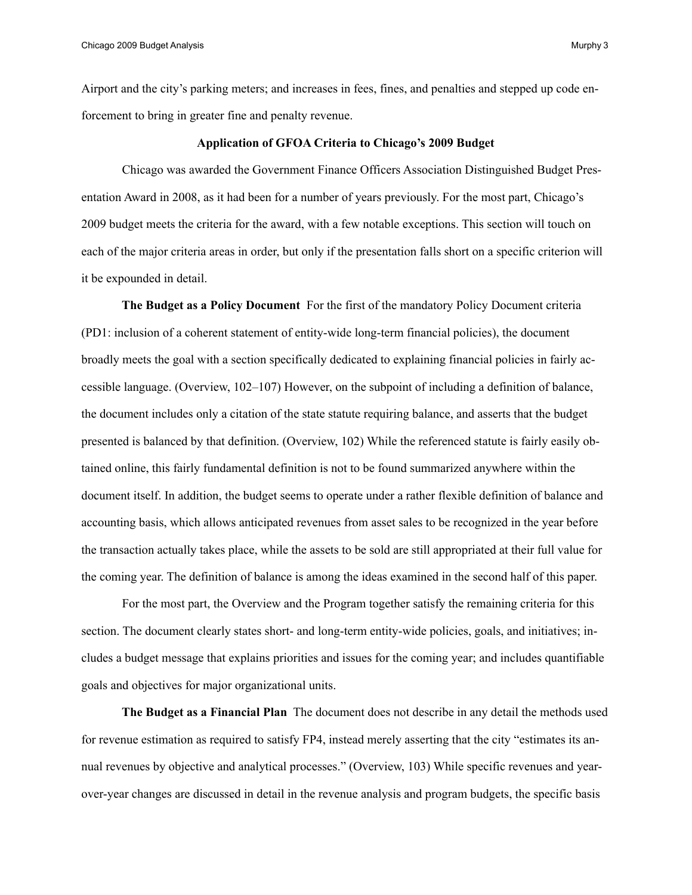Airport and the city's parking meters; and increases in fees, fines, and penalties and stepped up code enforcement to bring in greater fine and penalty revenue.

## Application of GFOA Criteria to Chicago's 2009 Budget

Chicago was awarded the Government Finance Officers Association Distinguished Budget Presentation Award in 2008, as it had been for a number of years previously. For the most part, Chicago's 2009 budget meets the criteria for the award, with a few notable exceptions. This section will touch on each of the major criteria areas in order, but only if the presentation falls short on a specific criterion will it be expounded in detail.

**The Budget as a Policy Document** For the first of the mandatory Policy Document criteria (PD1: inclusion of a coherent statement of entity-wide long-term financial policies), the document broadly meets the goal with a section specifically dedicated to explaining financial policies in fairly accessible language. (Overview, 102–107) However, on the subpoint of including a definition of balance, the document includes only a citation of the state statute requiring balance, and asserts that the budget presented is balanced by that definition. (Overview, 102) While the referenced statute is fairly easily obtained online, this fairly fundamental definition is not to be found summarized anywhere within the document itself. In addition, the budget seems to operate under a rather flexible definition of balance and accounting basis, which allows anticipated revenues from asset sales to be recognized in the year before the transaction actually takes place, while the assets to be sold are still appropriated at their full value for the coming year. The definition of balance is among the ideas examined in the second half of this paper.

For the most part, the Overview and the Program together satisfy the remaining criteria for this section. The document clearly states short- and long-term entity-wide policies, goals, and initiatives; includes a budget message that explains priorities and issues for the coming year; and includes quantifiable goals and objectives for major organizational units.

**The Budget as a Financial Plan** The document does not describe in any detail the methods used for revenue estimation as required to satisfy FP4, instead merely asserting that the city "estimates its annual revenues by objective and analytical processes." (Overview, 103) While specific revenues and year-over-year changes are discussed in detail in the revenue analysis and program budgets, the specific basis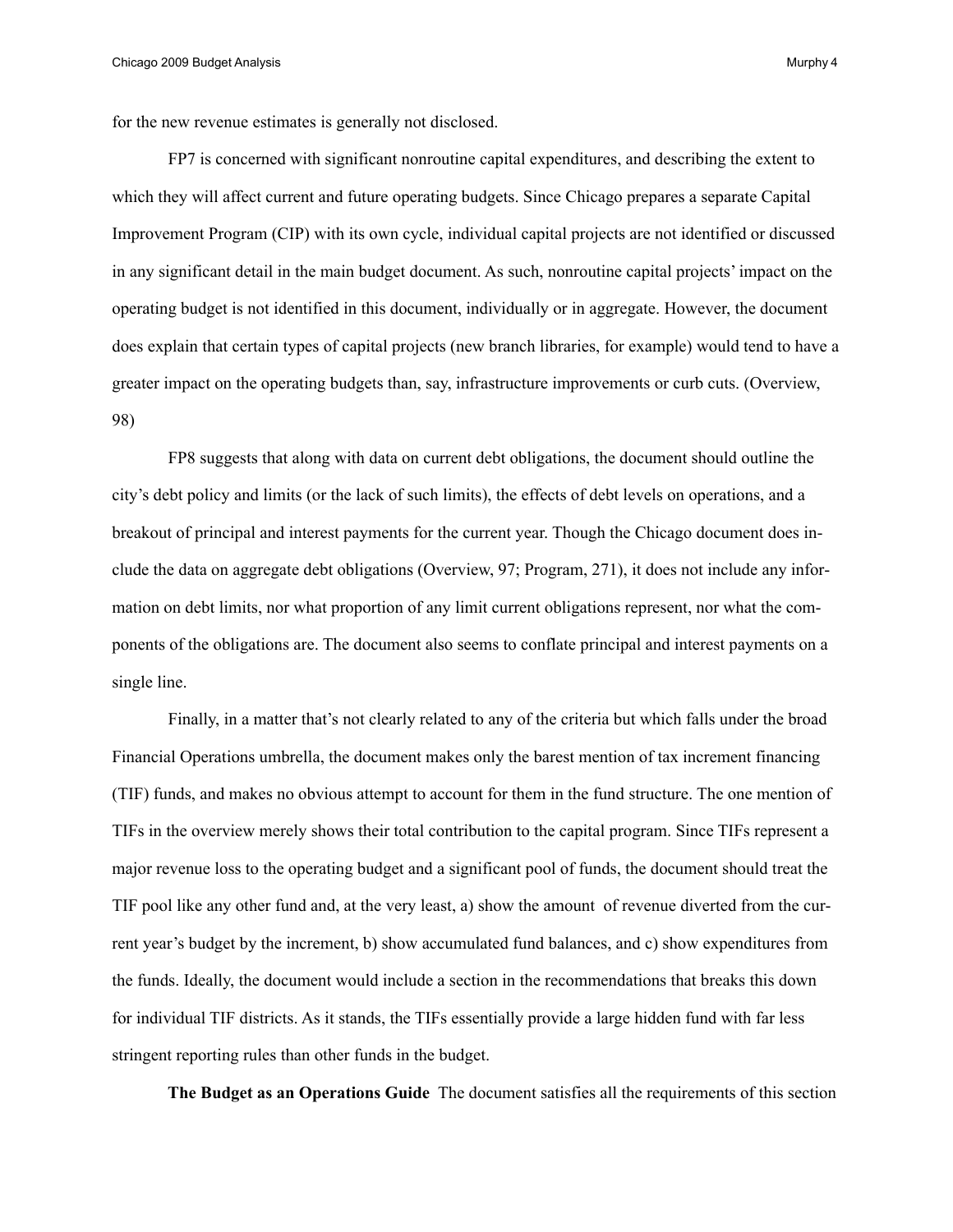for the new revenue estimates is generally not disclosed.

FP7 is concerned with significant nonroutine capital expenditures, and describing the extent to which they will affect current and future operating budgets. Since Chicago prepares a separate Capital Improvement Program (CIP) with its own cycle, individual capital projects are not identified or discussed in any significant detail in the main budget document. As such, nonroutine capital projects' impact on the operating budget is not identified in this document, individually or in aggregate. However, the document does explain that certain types of capital projects (new branch libraries, for example) would tend to have a greater impact on the operating budgets than, say, infrastructure improvements or curb cuts. (Overview, 98)

FP8 suggests that along with data on current debt obligations, the document should outline the city's debt policy and limits (or the lack of such limits), the effects of debt levels on operations, and a breakout of principal and interest payments for the current year. Though the Chicago document does include the data on aggregate debt obligations (Overview, 97; Program, 271), it does not include any information on debt limits, nor what proportion of any limit current obligations represent, nor what the components of the obligations are. The document also seems to conflate principal and interest payments on a single line.

Finally, in a matter that's not clearly related to any of the criteria but which falls under the broad Financial Operations umbrella, the document makes only the barest mention of tax increment financing (TIF) funds, and makes no obvious attempt to account for them in the fund structure. The one mention of TIFs in the overview merely shows their total contribution to the capital program. Since TIFs represent a major revenue loss to the operating budget and a significant pool of funds, the document should treat the TIF pool like any other fund and, at the very least, a) show the amount of revenue diverted from the current year's budget by the increment, b) show accumulated fund balances, and c) show expenditures from the funds. Ideally, the document would include a section in the recommendations that breaks this down for individual TIF districts. As it stands, the TIFs essentially provide a large hidden fund with far less stringent reporting rules than other funds in the budget.

**The Budget as an Operations Guide** The document satisfies all the requirements of this section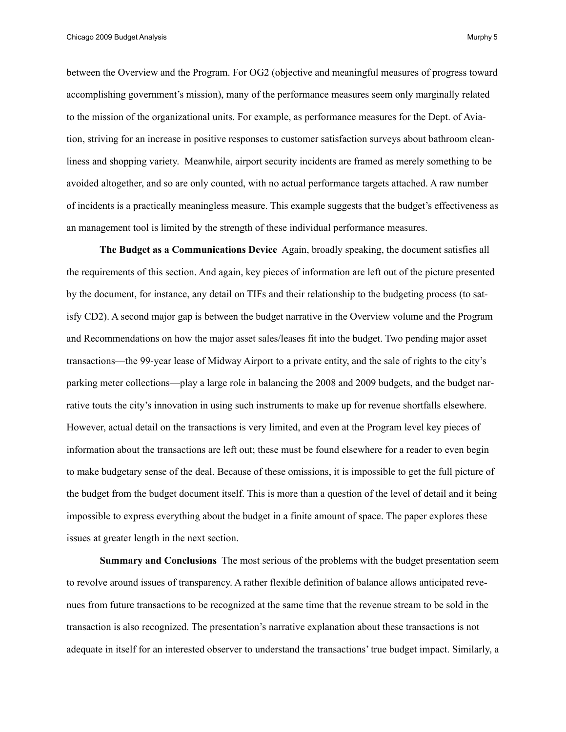between the Overview and the Program. For OG2 (objective and meaningful measures of progress toward accomplishing government's mission), many of the performance measures seem only marginally related to the mission of the organizational units. For example, as performance measures for the Dept. of Aviation, striving for an increase in positive responses to customer satisfaction surveys about bathroom cleanliness and shopping variety. Meanwhile, airport security incidents are framed as merely something to be avoided altogether, and so are only counted, with no actual performance targets attached. A raw number of incidents is a practically meaningless measure. This example suggests that the budget's effectiveness as an management tool is limited by the strength of these individual performance measures.

**The Budget as a Communications Device** Again, broadly speaking, the document satisfies all the requirements of this section. And again, key pieces of information are left out of the picture presented by the document, for instance, any detail on TIFs and their relationship to the budgeting process (to satisfy CD2). A second major gap is between the budget narrative in the Overview volume and the Program and Recommendations on how the major asset sales/leases fit into the budget. Two pending major asset transactions—the 99-year lease of Midway Airport to a private entity, and the sale of rights to the city's parking meter collections—play a large role in balancing the 2008 and 2009 budgets, and the budget narrative touts the city's innovation in using such instruments to make up for revenue shortfalls elsewhere. However, actual detail on the transactions is very limited, and even at the Program level key pieces of information about the transactions are left out; these must be found elsewhere for a reader to even begin to make budgetary sense of the deal. Because of these omissions, it is impossible to get the full picture of the budget from the budget document itself. This is more than a question of the level of detail and it being impossible to express everything about the budget in a finite amount of space. The paper explores these issues at greater length in the next section.

**Summary and Conclusions** The most serious of the problems with the budget presentation seem to revolve around issues of transparency. A rather flexible definition of balance allows anticipated revenues from future transactions to be recognized at the same time that the revenue stream to be sold in the transaction is also recognized. The presentation's narrative explanation about these transactions is not adequate in itself for an interested observer to understand the transactions' true budget impact. Similarly, a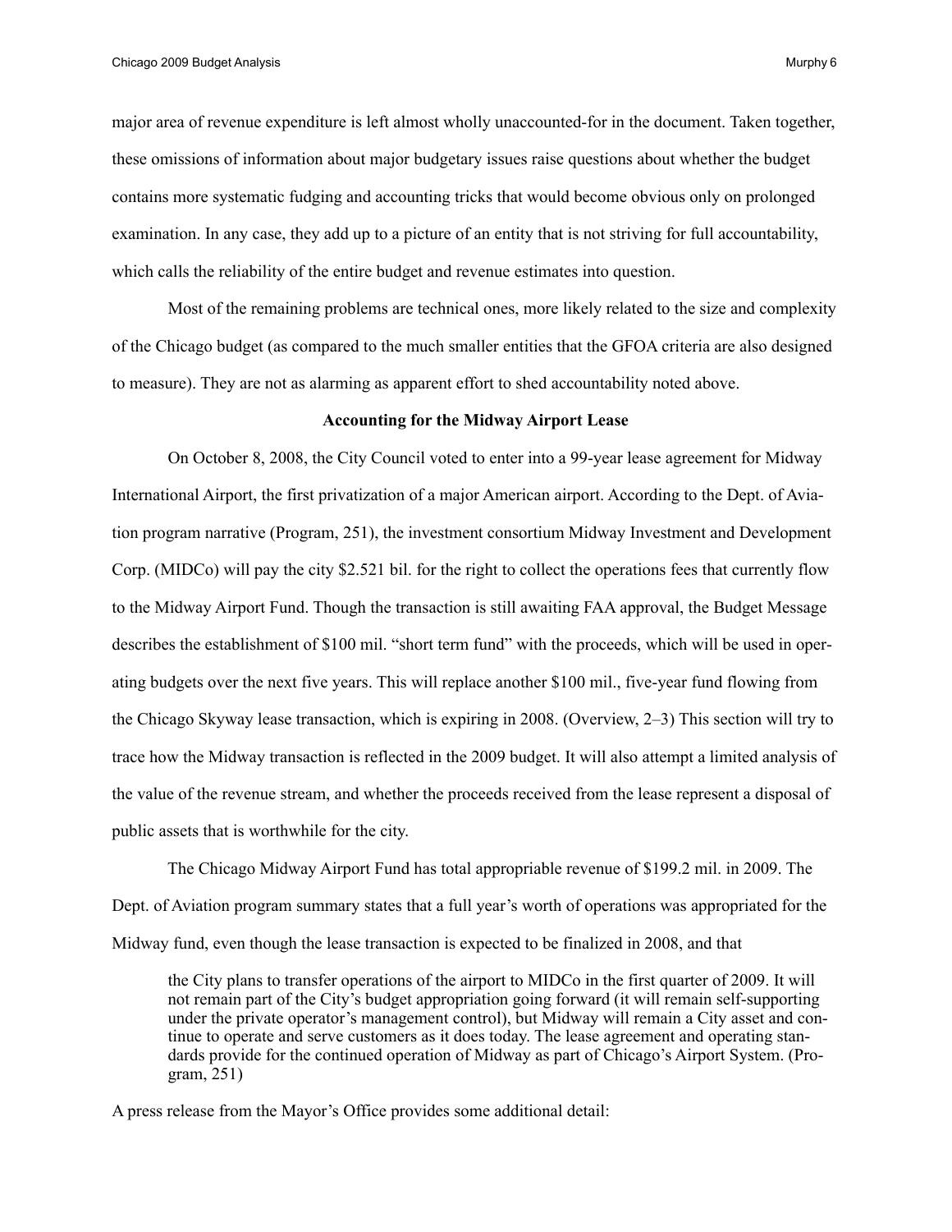major area of revenue expenditure is left almost wholly unaccounted-for in the document. Taken together, these omissions of information about major budgetary issues raise questions about whether the budget contains more systematic fudging and accounting tricks that would become obvious only on prolonged examination. In any case, they add up to a picture of an entity that is not striving for full accountability, which calls the reliability of the entire budget and revenue estimates into question.

Most of the remaining problems are technical ones, more likely related to the size and complexity of the Chicago budget (as compared to the much smaller entities that the GFOA criteria are also designed to measure). They are not as alarming as apparent effort to shed accountability noted above.

### Accounting for the Midway Airport Lease

On October 8, 2008, the City Council voted to enter into a 99-year lease agreement for Midway International Airport, the first privatization of a major American airport. According to the Dept. of Aviation program narrative (Program, 251), the investment consortium Midway Investment and Development Corp. (MIDCo) will pay the city $2.521 bil. for the right to collect the operations fees that currently flow to the Midway Airport Fund. Though the transaction is still awaiting FAA approval, the Budget Message describes the establishment of $100 mil. "short term fund" with the proceeds, which will be used in operating budgets over the next five years. This will replace another $100 mil., five-year fund flowing from the Chicago Skyway lease transaction, which is expiring in 2008. (Overview, 2–3) This section will try to trace how the Midway transaction is reflected in the 2009 budget. It will also attempt a limited analysis of the value of the revenue stream, and whether the proceeds received from the lease represent a disposal of public assets that is worthwhile for the city.

The Chicago Midway Airport Fund has total appropriable revenue of $199.2 mil. in 2009. The Dept. of Aviation program summary states that a full year's worth of operations was appropriated for the Midway fund, even though the lease transaction is expected to be finalized in 2008, and that

> the City plans to transfer operations of the airport to MIDCo in the first quarter of 2009. It will not remain part of the City's budget appropriation going forward (it will remain self-supporting under the private operator's management control), but Midway will remain a City asset and continue to operate and serve customers as it does today. The lease agreement and operating standards provide for the continued operation of Midway as part of Chicago's Airport System. (Program, 251)

A press release from the Mayor's Office provides some additional detail: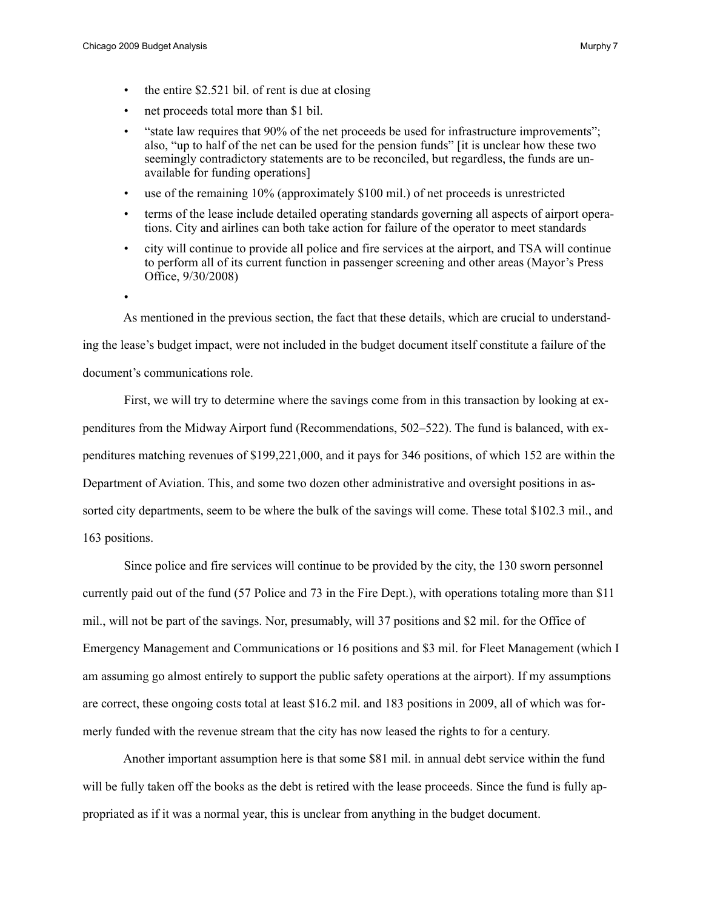- the entire $2.521 bil. of rent is due at closing
- net proceeds total more than $1 bil.
- "state law requires that 90% of the net proceeds be used for infrastructure improvements"; also, "up to half of the net can be used for the pension funds" [it is unclear how these two seemingly contradictory statements are to be reconciled, but regardless, the funds are unavailable for funding operations]
- use of the remaining 10% (approximately $100 mil.) of net proceeds is unrestricted
- terms of the lease include detailed operating standards governing all aspects of airport operations. City and airlines can both take action for failure of the operator to meet standards
- city will continue to provide all police and fire services at the airport, and TSA will continue to perform all of its current function in passenger screening and other areas (Mayor's Press Office, 9/30/2008)

As mentioned in the previous section, the fact that these details, which are crucial to understanding the lease's budget impact, were not included in the budget document itself constitute a failure of the document's communications role.

First, we will try to determine where the savings come from in this transaction by looking at expenditures from the Midway Airport fund (Recommendations, 502–522). The fund is balanced, with expenditures matching revenues of $199,221,000, and it pays for 346 positions, of which 152 are within the Department of Aviation. This, and some two dozen other administrative and oversight positions in assorted city departments, seem to be where the bulk of the savings will come. These total $102.3 mil., and 163 positions.

Since police and fire services will continue to be provided by the city, the 130 sworn personnel currently paid out of the fund (57 Police and 73 in the Fire Dept.), with operations totaling more than $11 mil., will not be part of the savings. Nor, presumably, will 37 positions and $2 mil. for the Office of Emergency Management and Communications or 16 positions and $3 mil. for Fleet Management (which I am assuming go almost entirely to support the public safety operations at the airport). If my assumptions are correct, these ongoing costs total at least $16.2 mil. and 183 positions in 2009, all of which was formerly funded with the revenue stream that the city has now leased the rights to for a century.

Another important assumption here is that some $81 mil. in annual debt service within the fund will be fully taken off the books as the debt is retired with the lease proceeds. Since the fund is fully appropriated as if it was a normal year, this is unclear from anything in the budget document.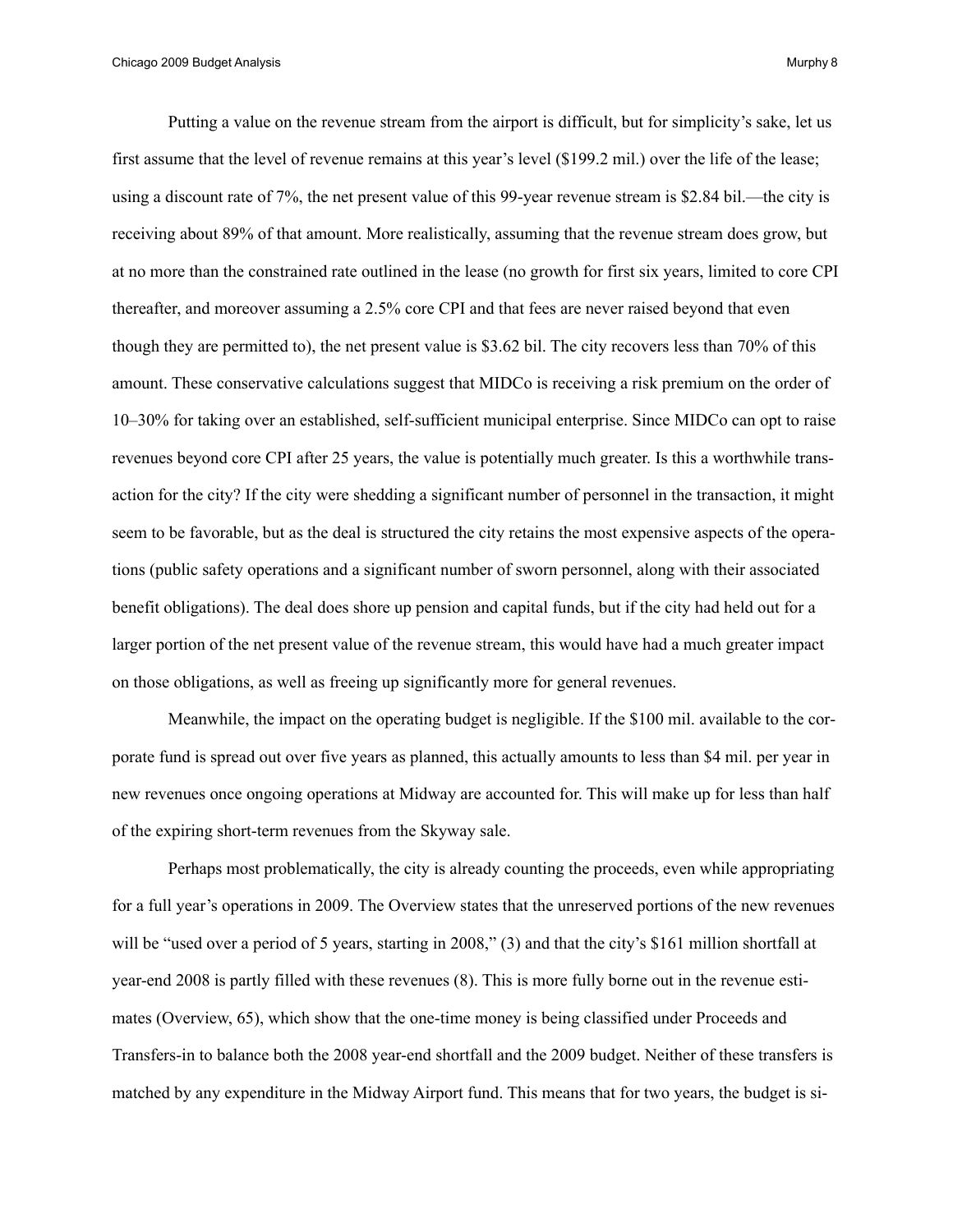Putting a value on the revenue stream from the airport is difficult, but for simplicity's sake, let us first assume that the level of revenue remains at this year's level ($199.2 mil.) over the life of the lease; using a discount rate of 7%, the net present value of this 99-year revenue stream is $2.84 bil.—the city is receiving about 89% of that amount. More realistically, assuming that the revenue stream does grow, but at no more than the constrained rate outlined in the lease (no growth for first six years, limited to core CPI thereafter, and moreover assuming a 2.5% core CPI and that fees are never raised beyond that even though they are permitted to), the net present value is $3.62 bil. The city recovers less than 70% of this amount. These conservative calculations suggest that MIDCo is receiving a risk premium on the order of 10–30% for taking over an established, self-sufficient municipal enterprise. Since MIDCo can opt to raise revenues beyond core CPI after 25 years, the value is potentially much greater. Is this a worthwhile transaction for the city? If the city were shedding a significant number of personnel in the transaction, it might seem to be favorable, but as the deal is structured the city retains the most expensive aspects of the operations (public safety operations and a significant number of sworn personnel, along with their associated benefit obligations). The deal does shore up pension and capital funds, but if the city had held out for a larger portion of the net present value of the revenue stream, this would have had a much greater impact on those obligations, as well as freeing up significantly more for general revenues.

Meanwhile, the impact on the operating budget is negligible. If the $100 mil. available to the corporate fund is spread out over five years as planned, this actually amounts to less than $4 mil. per year in new revenues once ongoing operations at Midway are accounted for. This will make up for less than half of the expiring short-term revenues from the Skyway sale.

Perhaps most problematically, the city is already counting the proceeds, even while appropriating for a full year's operations in 2009. The Overview states that the unreserved portions of the new revenues will be "used over a period of 5 years, starting in 2008," (3) and that the city's $161 million shortfall at year-end 2008 is partly filled with these revenues (8). This is more fully borne out in the revenue estimates (Overview, 65), which show that the one-time money is being classified under Proceeds and Transfers-in to balance both the 2008 year-end shortfall and the 2009 budget. Neither of these transfers is matched by any expenditure in the Midway Airport fund. This means that for two years, the budget is si-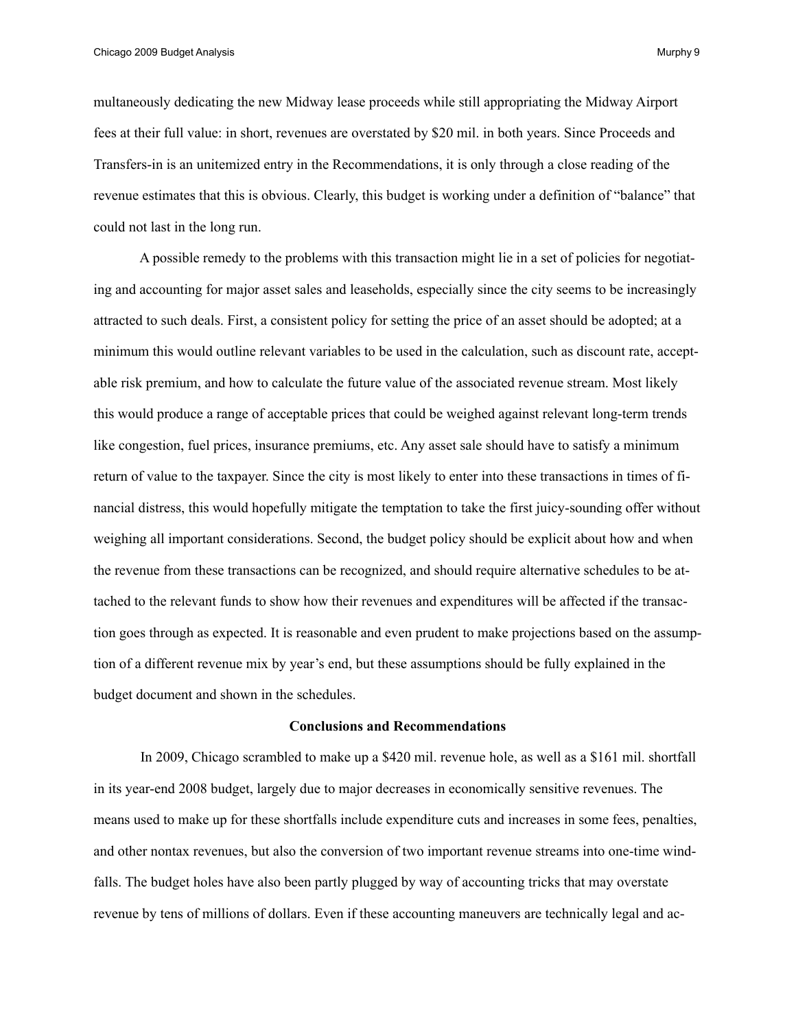multaneously dedicating the new Midway lease proceeds while still appropriating the Midway Airport fees at their full value: in short, revenues are overstated by $20 mil. in both years. Since Proceeds and Transfers-in is an unitemized entry in the Recommendations, it is only through a close reading of the revenue estimates that this is obvious. Clearly, this budget is working under a definition of "balance" that could not last in the long run.

A possible remedy to the problems with this transaction might lie in a set of policies for negotiating and accounting for major asset sales and leaseholds, especially since the city seems to be increasingly attracted to such deals. First, a consistent policy for setting the price of an asset should be adopted; at a minimum this would outline relevant variables to be used in the calculation, such as discount rate, acceptable risk premium, and how to calculate the future value of the associated revenue stream. Most likely this would produce a range of acceptable prices that could be weighed against relevant long-term trends like congestion, fuel prices, insurance premiums, etc. Any asset sale should have to satisfy a minimum return of value to the taxpayer. Since the city is most likely to enter into these transactions in times of financial distress, this would hopefully mitigate the temptation to take the first juicy-sounding offer without weighing all important considerations. Second, the budget policy should be explicit about how and when the revenue from these transactions can be recognized, and should require alternative schedules to be attached to the relevant funds to show how their revenues and expenditures will be affected if the transaction goes through as expected. It is reasonable and even prudent to make projections based on the assumption of a different revenue mix by year's end, but these assumptions should be fully explained in the budget document and shown in the schedules.

## Conclusions and Recommendations

In 2009, Chicago scrambled to make up a $420 mil. revenue hole, as well as a $161 mil. shortfall in its year-end 2008 budget, largely due to major decreases in economically sensitive revenues. The means used to make up for these shortfalls include expenditure cuts and increases in some fees, penalties, and other nontax revenues, but also the conversion of two important revenue streams into one-time windfalls. The budget holes have also been partly plugged by way of accounting tricks that may overstate revenue by tens of millions of dollars. Even if these accounting maneuvers are technically legal and ac-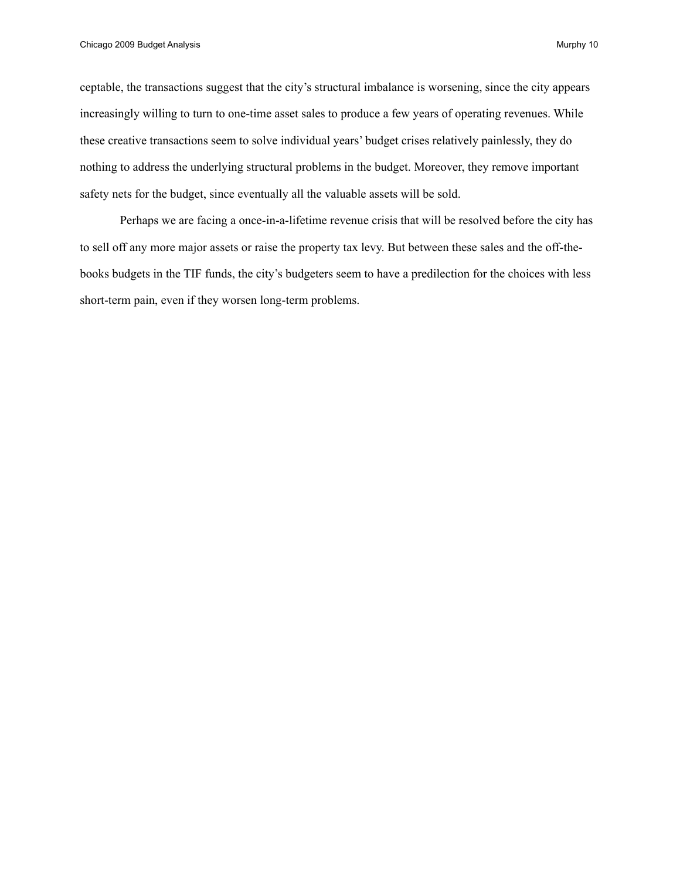ceptable, the transactions suggest that the city's structural imbalance is worsening, since the city appears increasingly willing to turn to one-time asset sales to produce a few years of operating revenues. While these creative transactions seem to solve individual years' budget crises relatively painlessly, they do nothing to address the underlying structural problems in the budget. Moreover, they remove important safety nets for the budget, since eventually all the valuable assets will be sold.

Perhaps we are facing a once-in-a-lifetime revenue crisis that will be resolved before the city has to sell off any more major assets or raise the property tax levy. But between these sales and the off-the-books budgets in the TIF funds, the city's budgeters seem to have a predilection for the choices with less short-term pain, even if they worsen long-term problems.